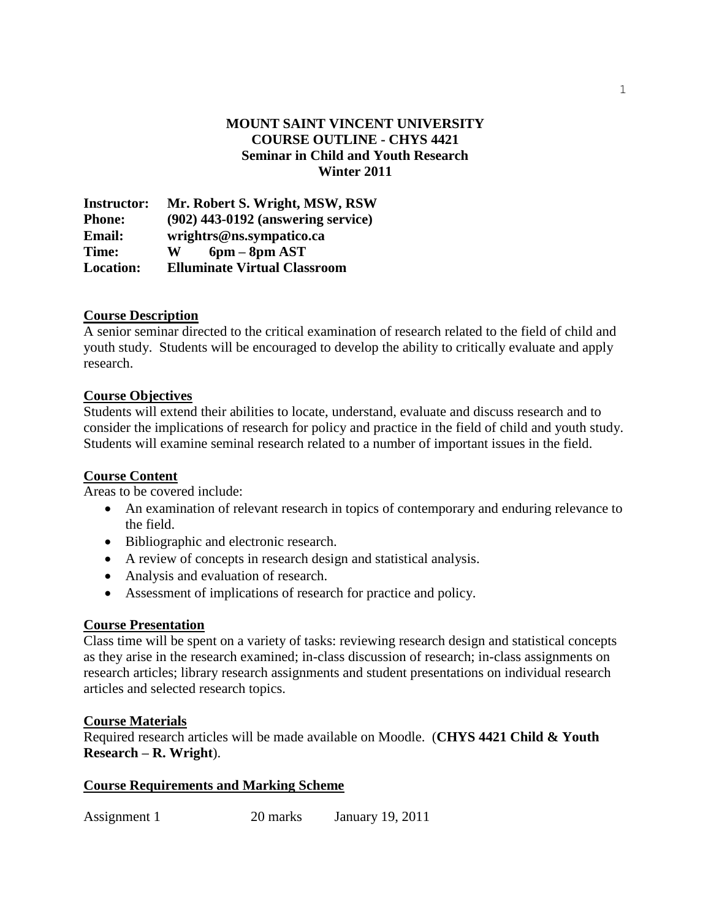# MOUNT SAINT VINCENT UNIVERSITY
## COURSE OUTLINE - CHYS 4421
## Seminar in Child and Youth Research
## Winter 2011

**Instructor:** Mr. Robert S. Wright, MSW, RSW
**Phone:** (902) 443-0192 (answering service)
**Email:** wrightrs@ns.sympatico.ca
**Time:** W 6pm – 8pm AST
**Location:** Elluminate Virtual Classroom

### Course Description

A senior seminar directed to the critical examination of research related to the field of child and youth study. Students will be encouraged to develop the ability to critically evaluate and apply research.

### Course Objectives

Students will extend their abilities to locate, understand, evaluate and discuss research and to consider the implications of research for policy and practice in the field of child and youth study. Students will examine seminal research related to a number of important issues in the field.

### Course Content

Areas to be covered include:

- An examination of relevant research in topics of contemporary and enduring relevance to the field.
- Bibliographic and electronic research.
- A review of concepts in research design and statistical analysis.
- Analysis and evaluation of research.
- Assessment of implications of research for practice and policy.

### Course Presentation

Class time will be spent on a variety of tasks: reviewing research design and statistical concepts as they arise in the research examined; in-class discussion of research; in-class assignments on research articles; library research assignments and student presentations on individual research articles and selected research topics.

### Course Materials

Required research articles will be made available on Moodle. (**CHYS 4421 Child & Youth Research – R. Wright**).

### Course Requirements and Marking Scheme

| | | |
|---|---|---|
| Assignment 1 | 20 marks | January 19, 2011 |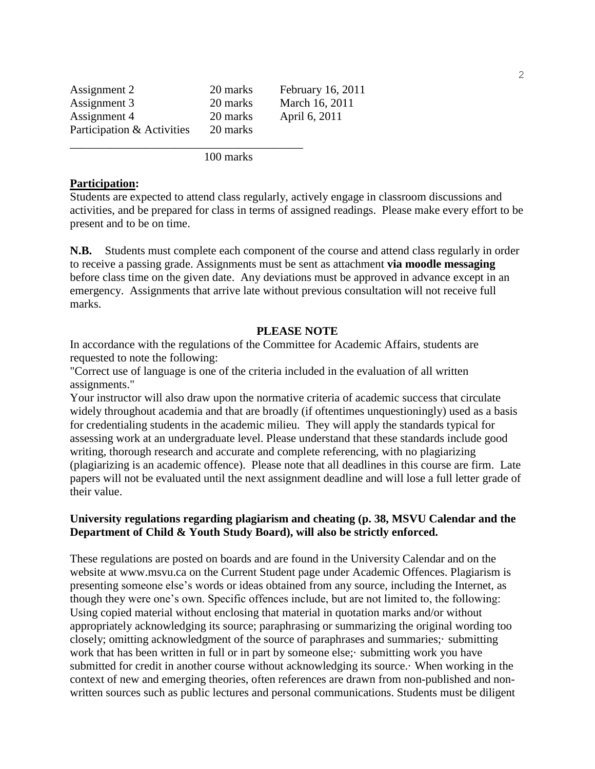| | | |
|---|---|---|
| Assignment 2 | 20 marks | February 16, 2011 |
| Assignment 3 | 20 marks | March 16, 2011 |
| Assignment 4 | 20 marks | April 6, 2011 |
| Participation & Activities | 20 marks | |
| | 100 marks | |

**Participation:**

Students are expected to attend class regularly, actively engage in classroom discussions and activities, and be prepared for class in terms of assigned readings. Please make every effort to be present and to be on time.

**N.B.** Students must complete each component of the course and attend class regularly in order to receive a passing grade. Assignments must be sent as attachment **via moodle messaging** before class time on the given date. Any deviations must be approved in advance except in an emergency. Assignments that arrive late without previous consultation will not receive full marks.

**PLEASE NOTE**

In accordance with the regulations of the Committee for Academic Affairs, students are requested to note the following:

"Correct use of language is one of the criteria included in the evaluation of all written assignments."

Your instructor will also draw upon the normative criteria of academic success that circulate widely throughout academia and that are broadly (if oftentimes unquestioningly) used as a basis for credentialing students in the academic milieu. They will apply the standards typical for assessing work at an undergraduate level. Please understand that these standards include good writing, thorough research and accurate and complete referencing, with no plagiarizing (plagiarizing is an academic offence). Please note that all deadlines in this course are firm. Late papers will not be evaluated until the next assignment deadline and will lose a full letter grade of their value.

**University regulations regarding plagiarism and cheating (p. 38, MSVU Calendar and the Department of Child & Youth Study Board), will also be strictly enforced.**

These regulations are posted on boards and are found in the University Calendar and on the website at www.msvu.ca on the Current Student page under Academic Offences. Plagiarism is presenting someone else's words or ideas obtained from any source, including the Internet, as though they were one's own. Specific offences include, but are not limited to, the following: Using copied material without enclosing that material in quotation marks and/or without appropriately acknowledging its source; paraphrasing or summarizing the original wording too closely; omitting acknowledgment of the source of paraphrases and summaries;· submitting work that has been written in full or in part by someone else;· submitting work you have submitted for credit in another course without acknowledging its source.· When working in the context of new and emerging theories, often references are drawn from non-published and non-written sources such as public lectures and personal communications. Students must be diligent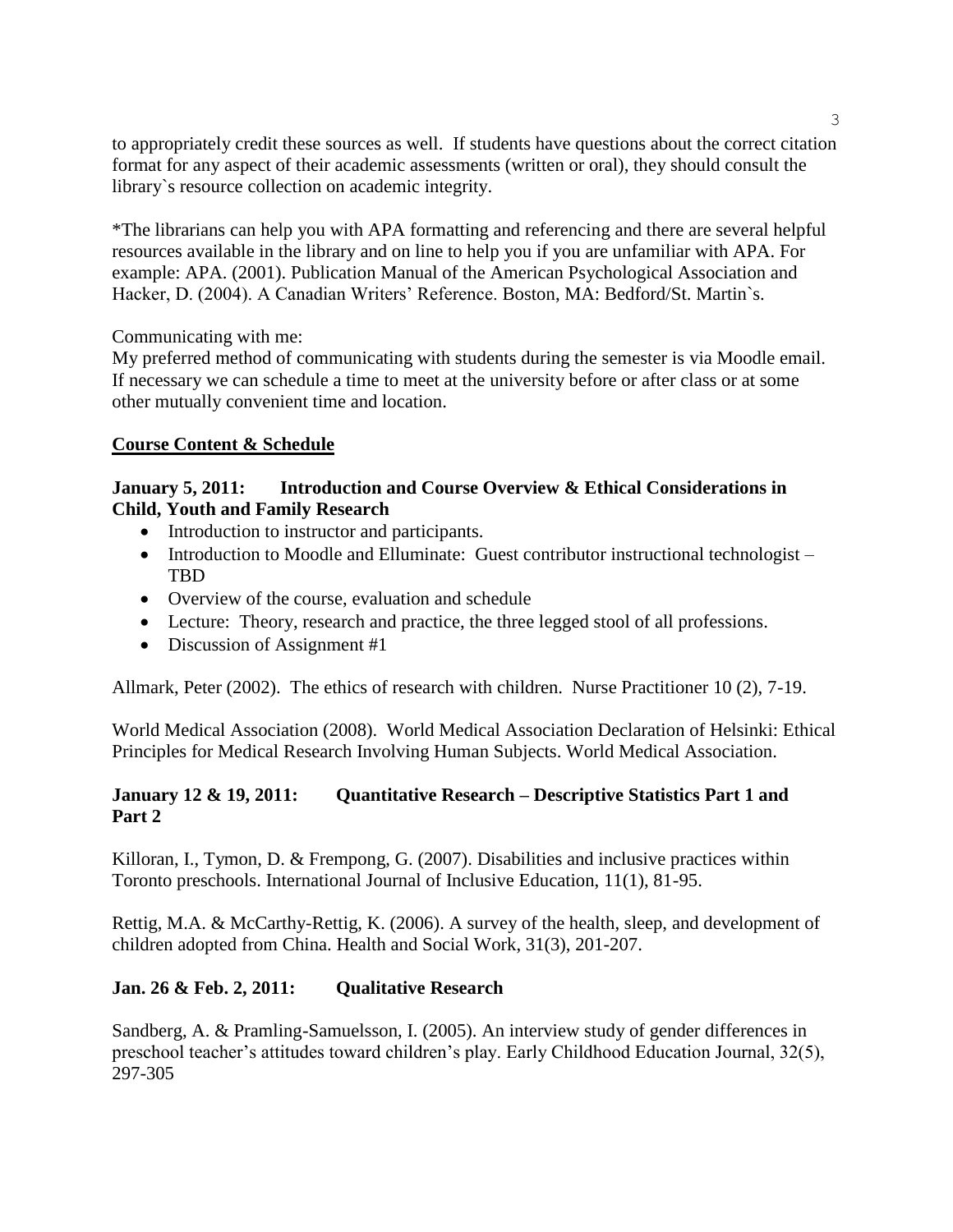to appropriately credit these sources as well. If students have questions about the correct citation format for any aspect of their academic assessments (written or oral), they should consult the library`s resource collection on academic integrity.

*The librarians can help you with APA formatting and referencing and there are several helpful resources available in the library and on line to help you if you are unfamiliar with APA. For example: APA. (2001). Publication Manual of the American Psychological Association and Hacker, D. (2004). A Canadian Writers' Reference. Boston, MA: Bedford/St. Martin`s.

Communicating with me:
My preferred method of communicating with students during the semester is via Moodle email. If necessary we can schedule a time to meet at the university before or after class or at some other mutually convenient time and location.

## Course Content & Schedule

**January 5, 2011: Introduction and Course Overview & Ethical Considerations in Child, Youth and Family Research**

- Introduction to instructor and participants.
- Introduction to Moodle and Elluminate: Guest contributor instructional technologist – TBD
- Overview of the course, evaluation and schedule
- Lecture: Theory, research and practice, the three legged stool of all professions.
- Discussion of Assignment #1

Allmark, Peter (2002). The ethics of research with children. Nurse Practitioner 10 (2), 7-19.

World Medical Association (2008). World Medical Association Declaration of Helsinki: Ethical Principles for Medical Research Involving Human Subjects. World Medical Association.

**January 12 & 19, 2011: Quantitative Research – Descriptive Statistics Part 1 and Part 2**

Killoran, I., Tymon, D. & Frempong, G. (2007). Disabilities and inclusive practices within Toronto preschools. International Journal of Inclusive Education, 11(1), 81-95.

Rettig, M.A. & McCarthy-Rettig, K. (2006). A survey of the health, sleep, and development of children adopted from China. Health and Social Work, 31(3), 201-207.

**Jan. 26 & Feb. 2, 2011: Qualitative Research**

Sandberg, A. & Pramling-Samuelsson, I. (2005). An interview study of gender differences in preschool teacher's attitudes toward children's play. Early Childhood Education Journal, 32(5), 297-305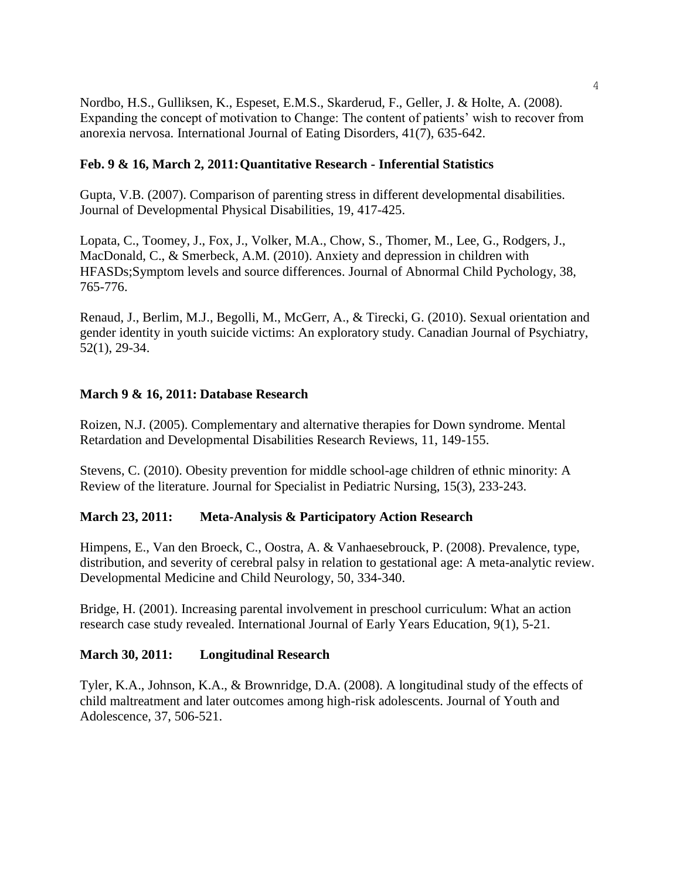Nordbo, H.S., Gulliksen, K., Espeset, E.M.S., Skarderud, F., Geller, J. & Holte, A. (2008). Expanding the concept of motivation to Change: The content of patients' wish to recover from anorexia nervosa. International Journal of Eating Disorders, 41(7), 635-642.

**Feb. 9 & 16, March 2, 2011: Quantitative Research - Inferential Statistics**

Gupta, V.B. (2007). Comparison of parenting stress in different developmental disabilities. Journal of Developmental Physical Disabilities, 19, 417-425.

Lopata, C., Toomey, J., Fox, J., Volker, M.A., Chow, S., Thomer, M., Lee, G., Rodgers, J., MacDonald, C., & Smerbeck, A.M. (2010). Anxiety and depression in children with HFASDs;Symptom levels and source differences. Journal of Abnormal Child Pychology, 38, 765-776.

Renaud, J., Berlim, M.J., Begolli, M., McGerr, A., & Tirecki, G. (2010). Sexual orientation and gender identity in youth suicide victims: An exploratory study. Canadian Journal of Psychiatry, 52(1), 29-34.

**March 9 & 16, 2011: Database Research**

Roizen, N.J. (2005). Complementary and alternative therapies for Down syndrome. Mental Retardation and Developmental Disabilities Research Reviews, 11, 149-155.

Stevens, C. (2010). Obesity prevention for middle school-age children of ethnic minority: A Review of the literature. Journal for Specialist in Pediatric Nursing, 15(3), 233-243.

**March 23, 2011: Meta-Analysis & Participatory Action Research**

Himpens, E., Van den Broeck, C., Oostra, A. & Vanhaesebrouck, P. (2008). Prevalence, type, distribution, and severity of cerebral palsy in relation to gestational age: A meta-analytic review. Developmental Medicine and Child Neurology, 50, 334-340.

Bridge, H. (2001). Increasing parental involvement in preschool curriculum: What an action research case study revealed. International Journal of Early Years Education, 9(1), 5-21.

**March 30, 2011: Longitudinal Research**

Tyler, K.A., Johnson, K.A., & Brownridge, D.A. (2008). A longitudinal study of the effects of child maltreatment and later outcomes among high-risk adolescents. Journal of Youth and Adolescence, 37, 506-521.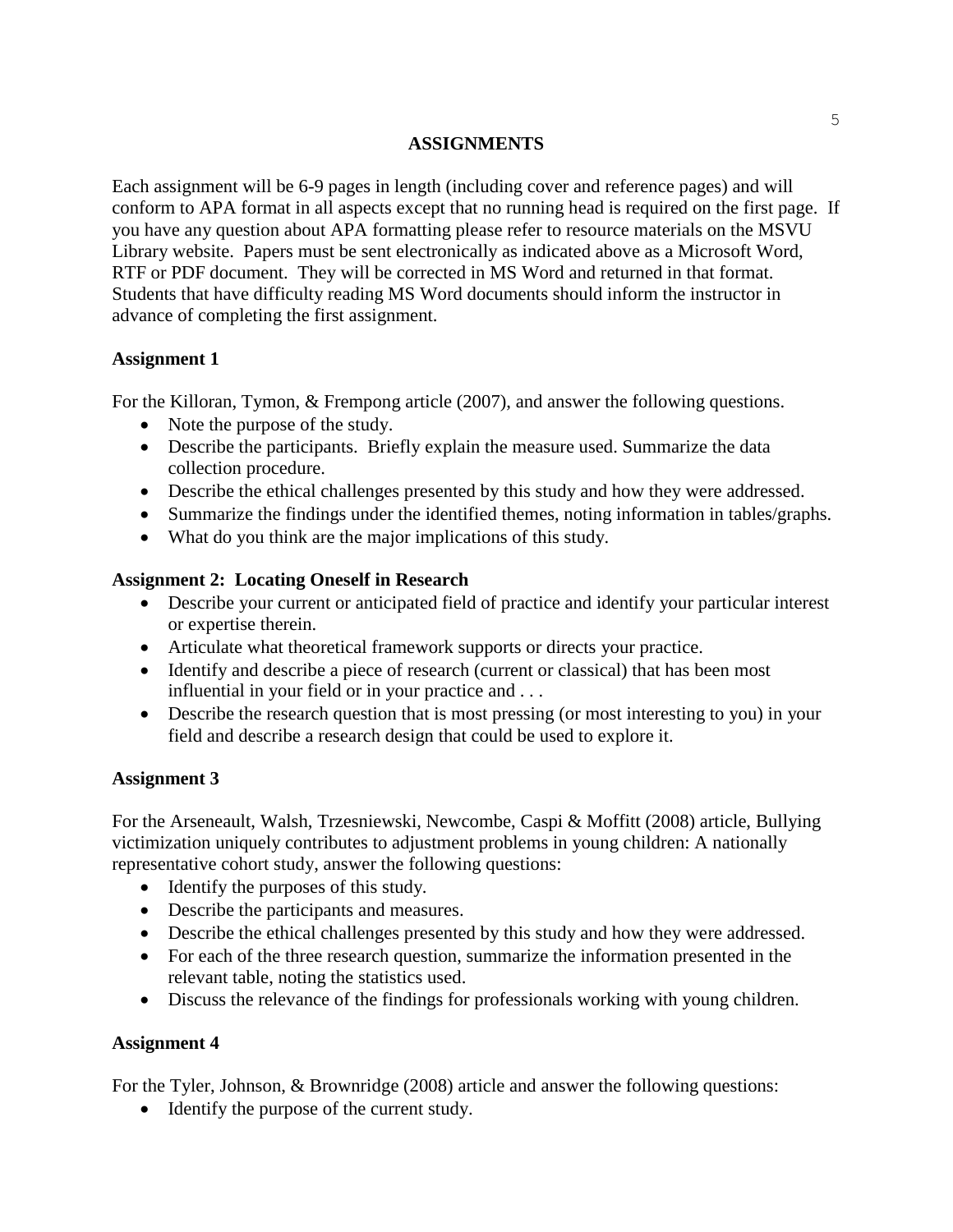## ASSIGNMENTS

Each assignment will be 6-9 pages in length (including cover and reference pages) and will conform to APA format in all aspects except that no running head is required on the first page. If you have any question about APA formatting please refer to resource materials on the MSVU Library website. Papers must be sent electronically as indicated above as a Microsoft Word, RTF or PDF document. They will be corrected in MS Word and returned in that format. Students that have difficulty reading MS Word documents should inform the instructor in advance of completing the first assignment.

### Assignment 1

For the Killoran, Tymon, & Frempong article (2007), and answer the following questions.

- Note the purpose of the study.
- Describe the participants. Briefly explain the measure used. Summarize the data collection procedure.
- Describe the ethical challenges presented by this study and how they were addressed.
- Summarize the findings under the identified themes, noting information in tables/graphs.
- What do you think are the major implications of this study.

### Assignment 2: Locating Oneself in Research

- Describe your current or anticipated field of practice and identify your particular interest or expertise therein.
- Articulate what theoretical framework supports or directs your practice.
- Identify and describe a piece of research (current or classical) that has been most influential in your field or in your practice and . . .
- Describe the research question that is most pressing (or most interesting to you) in your field and describe a research design that could be used to explore it.

### Assignment 3

For the Arseneault, Walsh, Trzesniewski, Newcombe, Caspi & Moffitt (2008) article, Bullying victimization uniquely contributes to adjustment problems in young children: A nationally representative cohort study, answer the following questions:

- Identify the purposes of this study.
- Describe the participants and measures.
- Describe the ethical challenges presented by this study and how they were addressed.
- For each of the three research question, summarize the information presented in the relevant table, noting the statistics used.
- Discuss the relevance of the findings for professionals working with young children.

### Assignment 4

For the Tyler, Johnson, & Brownridge (2008) article and answer the following questions:

- Identify the purpose of the current study.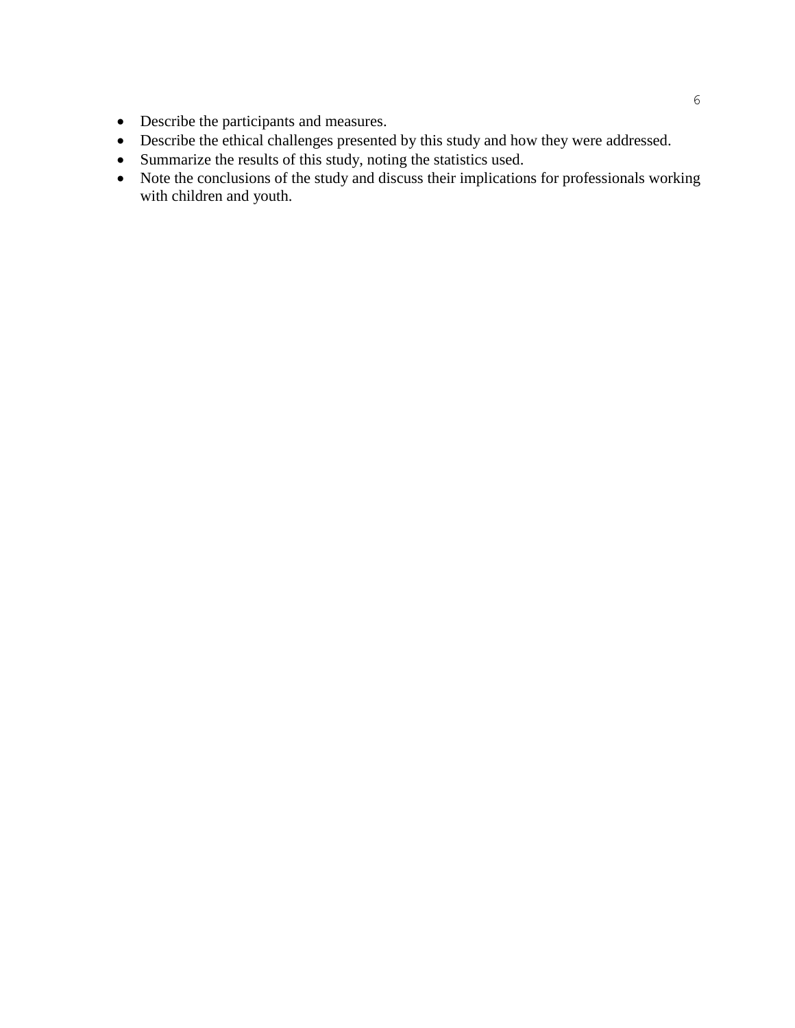- Describe the participants and measures.
- Describe the ethical challenges presented by this study and how they were addressed.
- Summarize the results of this study, noting the statistics used.
- Note the conclusions of the study and discuss their implications for professionals working with children and youth.